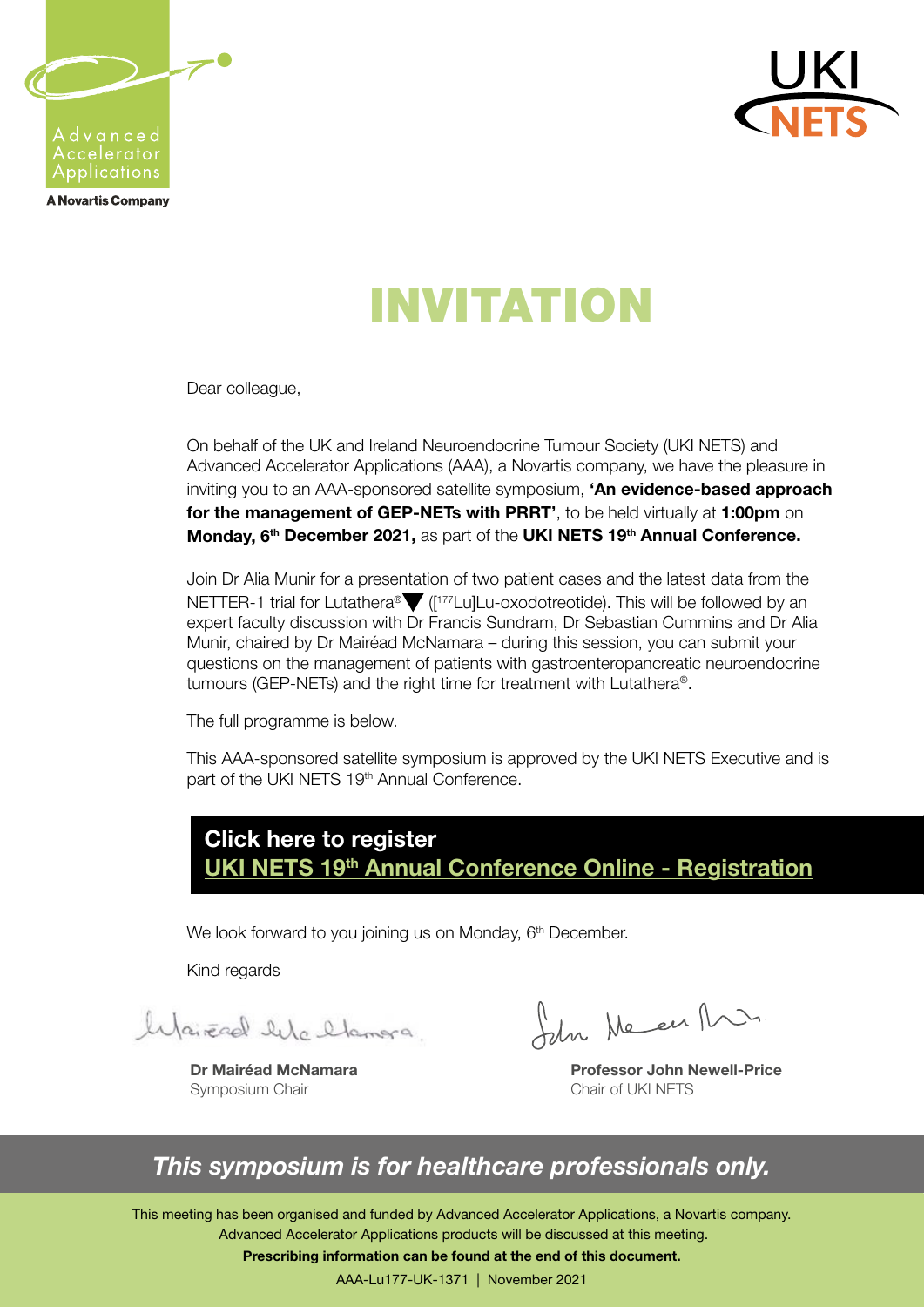Advanced Accelerator Applications

A Novartis Company

UKI NETS

# INVITATION

Dear colleague,

On behalf of the UK and Ireland Neuroendocrine Tumour Society (UKI NETS) and Advanced Accelerator Applications (AAA), a Novartis company, we have the pleasure in inviting you to an AAA-sponsored satellite symposium, **'An evidence-based approach for the management of GEP-NETs with PRRT'**, to be held virtually at **1:00pm** on **Monday, 6th December 2021,** as part of the **UKI NETS 19th Annual Conference.**

Join Dr Alia Munir for a presentation of two patient cases and the latest data from the NETTER-1 trial for Lutathera®▼ ($[^{177}Lu]$Lu-oxodotreotide). This will be followed by an expert faculty discussion with Dr Francis Sundram, Dr Sebastian Cummins and Dr Alia Munir, chaired by Dr Mairéad McNamara – during this session, you can submit your questions on the management of patients with gastroenteropancreatic neuroendocrine tumours (GEP-NETs) and the right time for treatment with Lutathera®.

The full programme is below.

This AAA-sponsored satellite symposium is approved by the UKI NETS Executive and is part of the UKI NETS 19th Annual Conference.

**Click here to register**
**UKI NETS 19th Annual Conference Online - Registration**

We look forward to you joining us on Monday, 6th December.

Kind regards

**Dr Mairéad McNamara**
Symposium Chair

**Professor John Newell-Price**
Chair of UKI NETS

***This symposium is for healthcare professionals only.***

This meeting has been organised and funded by Advanced Accelerator Applications, a Novartis company. Advanced Accelerator Applications products will be discussed at this meeting.

**Prescribing information can be found at the end of this document.**

AAA-Lu177-UK-1371 | November 2021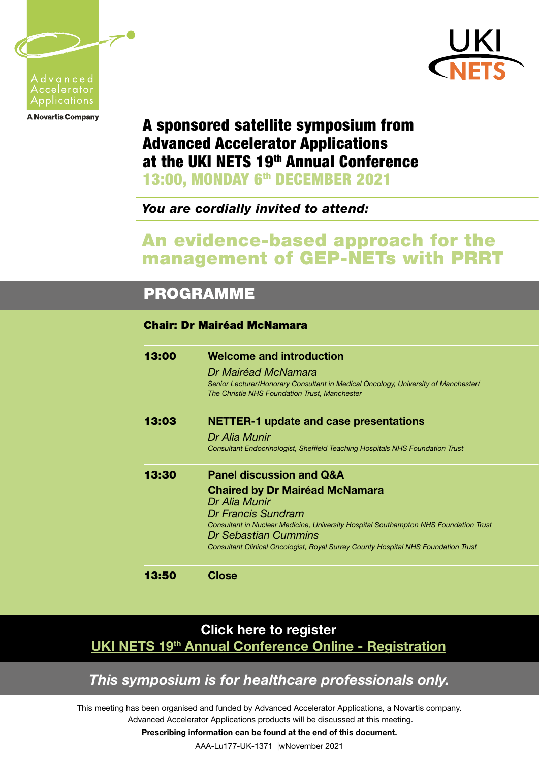Advanced Accelerator Applications

A Novartis Company

UKI NETS

## A sponsored satellite symposium from Advanced Accelerator Applications at the UKI NETS 19th Annual Conference

**13:00, MONDAY 6th DECEMBER 2021**

***You are cordially invited to attend:***

# An evidence-based approach for the management of GEP-NETs with PRRT

## PROGRAMME

**Chair: Dr Mairéad McNamara**

| | |
|---|---|
| **13:00** | **Welcome and introduction**<br>*Dr Mairéad McNamara*<br>*Senior Lecturer/Honorary Consultant in Medical Oncology, University of Manchester/ The Christie NHS Foundation Trust, Manchester* |
| **13:03** | **NETTER-1 update and case presentations**<br>*Dr Alia Munir*<br>*Consultant Endocrinologist, Sheffield Teaching Hospitals NHS Foundation Trust* |
| **13:30** | **Panel discussion and Q&A**<br>**Chaired by Dr Mairéad McNamara**<br>*Dr Alia Munir*<br>*Dr Francis Sundram*<br>*Consultant in Nuclear Medicine, University Hospital Southampton NHS Foundation Trust*<br>*Dr Sebastian Cummins*<br>*Consultant Clinical Oncologist, Royal Surrey County Hospital NHS Foundation Trust* |
| **13:50** | **Close** |

**Click here to register**
**UKI NETS 19th Annual Conference Online - Registration**

***This symposium is for healthcare professionals only.***

This meeting has been organised and funded by Advanced Accelerator Applications, a Novartis company. Advanced Accelerator Applications products will be discussed at this meeting.

**Prescribing information can be found at the end of this document.**

AAA-Lu177-UK-1371 |wNovember 2021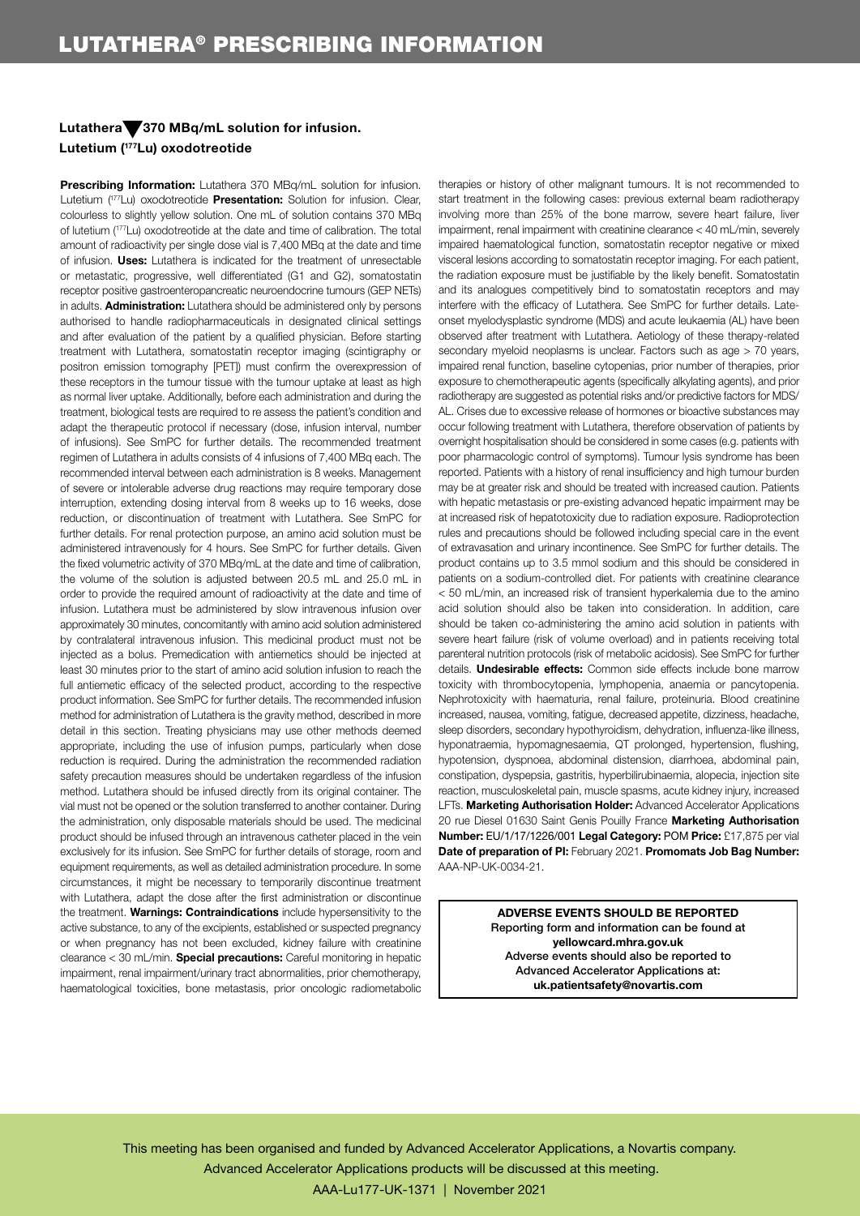# LUTATHERA® PRESCRIBING INFORMATION

**Lutathera ▼ 370 MBq/mL solution for infusion.**
**Lutetium ($^{177}$Lu) oxodotreotide**

**Prescribing Information:** Lutathera 370 MBq/mL solution for infusion. Lutetium ($^{177}$Lu) oxodotreotide **Presentation:** Solution for infusion. Clear, colourless to slightly yellow solution. One mL of solution contains 370 MBq of lutetium ($^{177}$Lu) oxodotreotide at the date and time of calibration. The total amount of radioactivity per single dose vial is 7,400 MBq at the date and time of infusion. **Uses:** Lutathera is indicated for the treatment of unresectable or metastatic, progressive, well differentiated (G1 and G2), somatostatin receptor positive gastroenteropancreatic neuroendocrine tumours (GEP NETs) in adults. **Administration:** Lutathera should be administered only by persons authorised to handle radiopharmaceuticals in designated clinical settings and after evaluation of the patient by a qualified physician. Before starting treatment with Lutathera, somatostatin receptor imaging (scintigraphy or positron emission tomography [PET]) must confirm the overexpression of these receptors in the tumour tissue with the tumour uptake at least as high as normal liver uptake. Additionally, before each administration and during the treatment, biological tests are required to re assess the patient's condition and adapt the therapeutic protocol if necessary (dose, infusion interval, number of infusions). See SmPC for further details. The recommended treatment regimen of Lutathera in adults consists of 4 infusions of 7,400 MBq each. The recommended interval between each administration is 8 weeks. Management of severe or intolerable adverse drug reactions may require temporary dose interruption, extending dosing interval from 8 weeks up to 16 weeks, dose reduction, or discontinuation of treatment with Lutathera. See SmPC for further details. For renal protection purpose, an amino acid solution must be administered intravenously for 4 hours. See SmPC for further details. Given the fixed volumetric activity of 370 MBq/mL at the date and time of calibration, the volume of the solution is adjusted between 20.5 mL and 25.0 mL in order to provide the required amount of radioactivity at the date and time of infusion. Lutathera must be administered by slow intravenous infusion over approximately 30 minutes, concomitantly with amino acid solution administered by contralateral intravenous infusion. This medicinal product must not be injected as a bolus. Premedication with antiemetics should be injected at least 30 minutes prior to the start of amino acid solution infusion to reach the full antiemetic efficacy of the selected product, according to the respective product information. See SmPC for further details. The recommended infusion method for administration of Lutathera is the gravity method, described in more detail in this section. Treating physicians may use other methods deemed appropriate, including the use of infusion pumps, particularly when dose reduction is required. During the administration the recommended radiation safety precaution measures should be undertaken regardless of the infusion method. Lutathera should be infused directly from its original container. The vial must not be opened or the solution transferred to another container. During the administration, only disposable materials should be used. The medicinal product should be infused through an intravenous catheter placed in the vein exclusively for its infusion. See SmPC for further details of storage, room and equipment requirements, as well as detailed administration procedure. In some circumstances, it might be necessary to temporarily discontinue treatment with Lutathera, adapt the dose after the first administration or discontinue the treatment. **Warnings: Contraindications** include hypersensitivity to the active substance, to any of the excipients, established or suspected pregnancy or when pregnancy has not been excluded, kidney failure with creatinine clearance < 30 mL/min. **Special precautions:** Careful monitoring in hepatic impairment, renal impairment/urinary tract abnormalities, prior chemotherapy, haematological toxicities, bone metastasis, prior oncologic radiometabolic therapies or history of other malignant tumours. It is not recommended to start treatment in the following cases: previous external beam radiotherapy involving more than 25% of the bone marrow, severe heart failure, liver impairment, renal impairment with creatinine clearance < 40 mL/min, severely impaired haematological function, somatostatin receptor negative or mixed visceral lesions according to somatostatin receptor imaging. For each patient, the radiation exposure must be justifiable by the likely benefit. Somatostatin and its analogues competitively bind to somatostatin receptors and may interfere with the efficacy of Lutathera. See SmPC for further details. Late-onset myelodysplastic syndrome (MDS) and acute leukaemia (AL) have been observed after treatment with Lutathera. Aetiology of these therapy-related secondary myeloid neoplasms is unclear. Factors such as age > 70 years, impaired renal function, baseline cytopenias, prior number of therapies, prior exposure to chemotherapeutic agents (specifically alkylating agents), and prior radiotherapy are suggested as potential risks and/or predictive factors for MDS/AL. Crises due to excessive release of hormones or bioactive substances may occur following treatment with Lutathera, therefore observation of patients by overnight hospitalisation should be considered in some cases (e.g. patients with poor pharmacologic control of symptoms). Tumour lysis syndrome has been reported. Patients with a history of renal insufficiency and high tumour burden may be at greater risk and should be treated with increased caution. Patients with hepatic metastasis or pre-existing advanced hepatic impairment may be at increased risk of hepatotoxicity due to radiation exposure. Radioprotection rules and precautions should be followed including special care in the event of extravasation and urinary incontinence. See SmPC for further details. The product contains up to 3.5 mmol sodium and this should be considered in patients on a sodium-controlled diet. For patients with creatinine clearance < 50 mL/min, an increased risk of transient hyperkalemia due to the amino acid solution should also be taken into consideration. In addition, care should be taken co-administering the amino acid solution in patients with severe heart failure (risk of volume overload) and in patients receiving total parenteral nutrition protocols (risk of metabolic acidosis). See SmPC for further details. **Undesirable effects:** Common side effects include bone marrow toxicity with thrombocytopenia, lymphopenia, anaemia or pancytopenia. Nephrotoxicity with haematuria, renal failure, proteinuria. Blood creatinine increased, nausea, vomiting, fatigue, decreased appetite, dizziness, headache, sleep disorders, secondary hypothyroidism, dehydration, influenza-like illness, hyponatraemia, hypomagnesaemia, QT prolonged, hypertension, flushing, hypotension, dyspnoea, abdominal distension, diarrhoea, abdominal pain, constipation, dyspepsia, gastritis, hyperbilirubinaemia, alopecia, injection site reaction, musculoskeletal pain, muscle spasms, acute kidney injury, increased LFTs. **Marketing Authorisation Holder:** Advanced Accelerator Applications 20 rue Diesel 01630 Saint Genis Pouilly France **Marketing Authorisation Number:** EU/1/17/1226/001 **Legal Category:** POM **Price:** £17,875 per vial **Date of preparation of PI:** February 2021. **Promomats Job Bag Number:** AAA-NP-UK-0034-21.

**ADVERSE EVENTS SHOULD BE REPORTED**
**Reporting form and information can be found at yellowcard.mhra.gov.uk**
**Adverse events should also be reported to Advanced Accelerator Applications at: uk.patientsafety@novartis.com**

This meeting has been organised and funded by Advanced Accelerator Applications, a Novartis company.
Advanced Accelerator Applications products will be discussed at this meeting.
AAA-Lu177-UK-1371 | November 2021